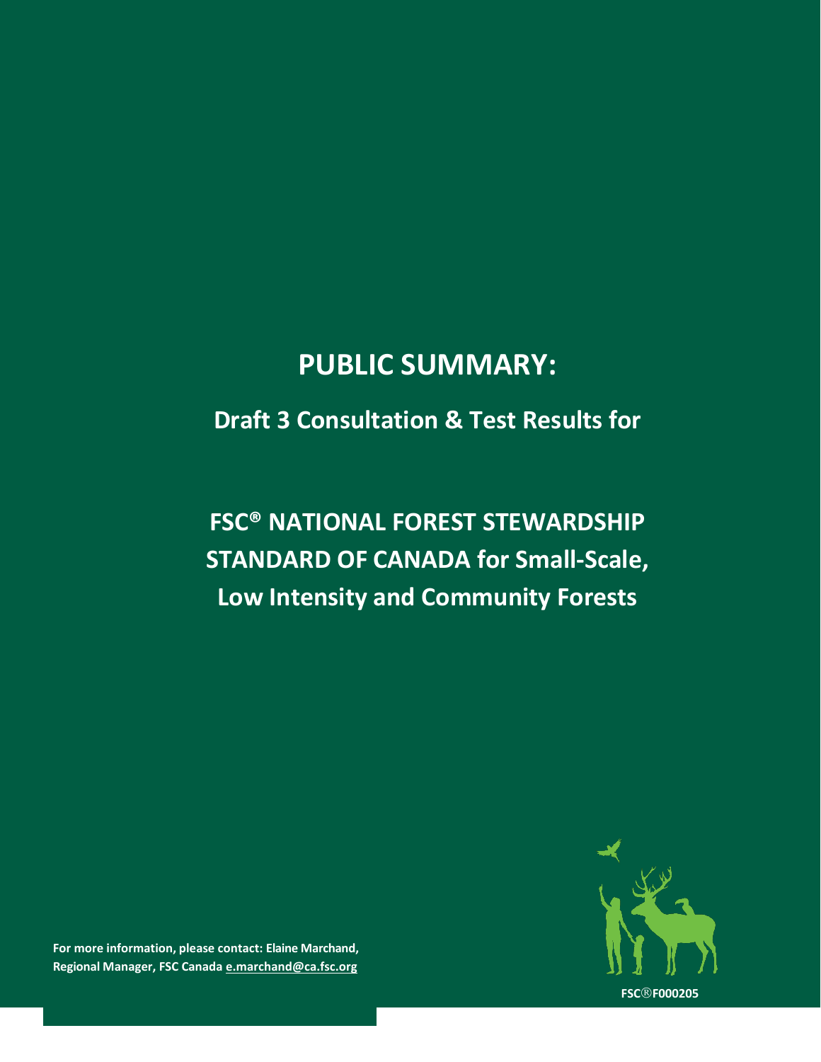# PUBLIC SUMMARY:

## Draft 3 Consultation & Test Results for

# FSC® NATIONAL FOREST STEWARDSHIP STANDARD OF CANADA for Small-Scale, Low Intensity and Community Forests

**For more information, please contact: Elaine Marchand, Regional Manager, FSC Canada e.marchand@ca.fsc.org**

FSC® F000205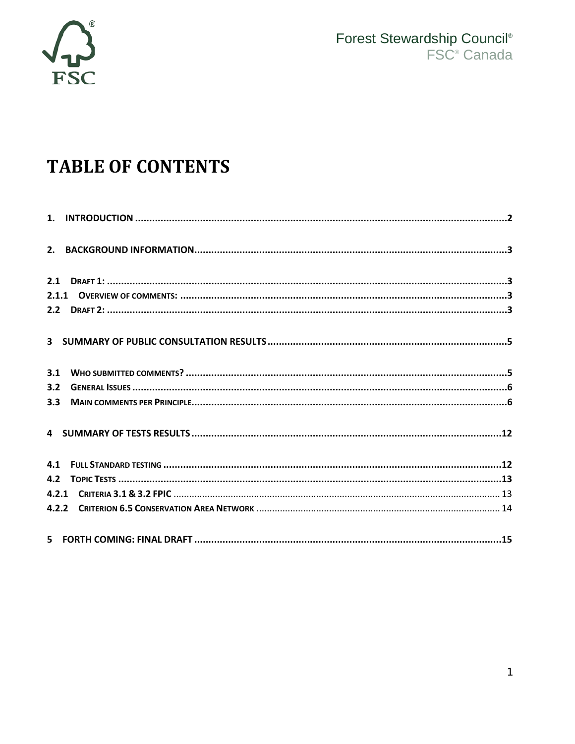# TABLE OF CONTENTS

1. INTRODUCTION ....................................................................................................................2

2. BACKGROUND INFORMATION.............................................................................................3

2.1 DRAFT 1: .............................................................................................................................3
2.1.1 OVERVIEW OF COMMENTS: ...............................................................................................3
2.2 DRAFT 2: .............................................................................................................................3

3 SUMMARY OF PUBLIC CONSULTATION RESULTS ....................................................................5

3.1 WHO SUBMITTED COMMENTS? ..............................................................................................5
3.2 GENERAL ISSUES ....................................................................................................................6
3.3 MAIN COMMENTS PER PRINCIPLE..........................................................................................6

4 SUMMARY OF TESTS RESULTS .............................................................................................12

4.1 FULL STANDARD TESTING .....................................................................................................12
4.2 TOPIC TESTS .........................................................................................................................13
4.2.1 CRITERIA 3.1 & 3.2 FPIC .....................................................................................................13
4.2.2 CRITERION 6.5 CONSERVATION AREA NETWORK ..............................................................14

5 FORTH COMING: FINAL DRAFT .............................................................................................15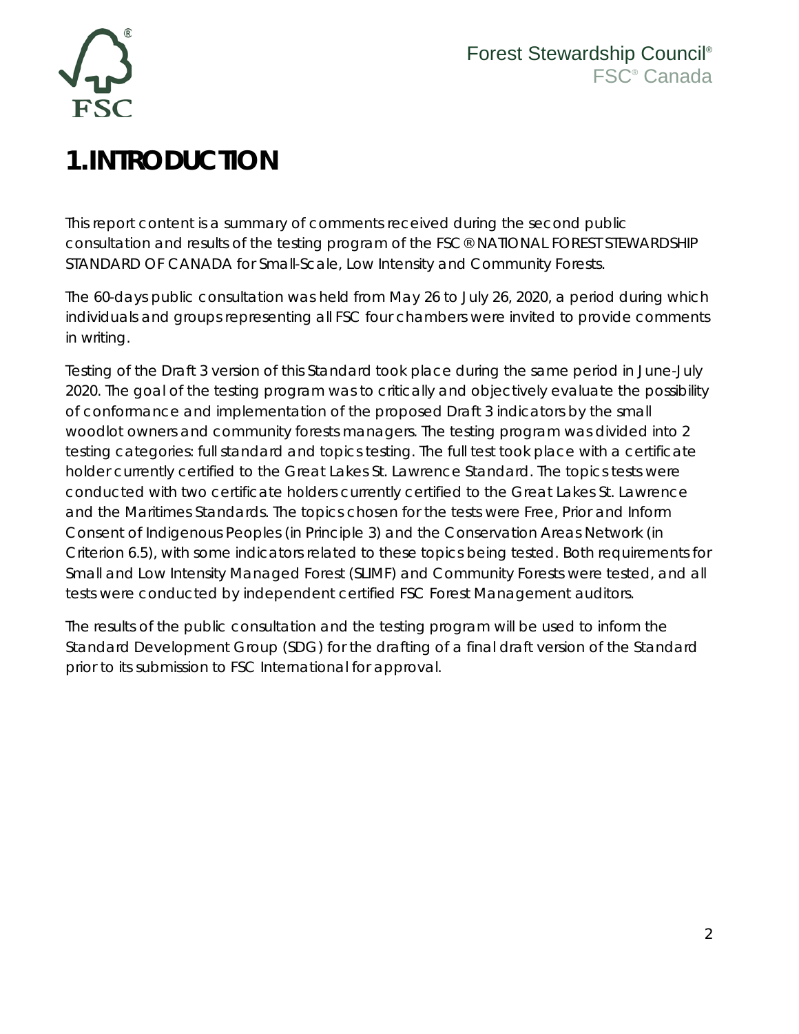# 1. INTRODUCTION

This report content is a summary of comments received during the second public consultation and results of the testing program of the FSC® NATIONAL FOREST STEWARDSHIP STANDARD OF CANADA for Small-Scale, Low Intensity and Community Forests.

The 60-days public consultation was held from May 26 to July 26, 2020, a period during which individuals and groups representing all FSC four chambers were invited to provide comments in writing.

Testing of the Draft 3 version of this Standard took place during the same period in June-July 2020. The goal of the testing program was to critically and objectively evaluate the possibility of conformance and implementation of the proposed Draft 3 indicators by the small woodlot owners and community forests managers. The testing program was divided into 2 testing categories: full standard and topics testing. The full test took place with a certificate holder currently certified to the Great Lakes St. Lawrence Standard. The topics tests were conducted with two certificate holders currently certified to the Great Lakes St. Lawrence and the Maritimes Standards. The topics chosen for the tests were Free, Prior and Inform Consent of Indigenous Peoples (in Principle 3) and the Conservation Areas Network (in Criterion 6.5), with some indicators related to these topics being tested. Both requirements for Small and Low Intensity Managed Forest (SLIMF) and Community Forests were tested, and all tests were conducted by independent certified FSC Forest Management auditors.

The results of the public consultation and the testing program will be used to inform the Standard Development Group (SDG) for the drafting of a final draft version of the Standard prior to its submission to FSC International for approval.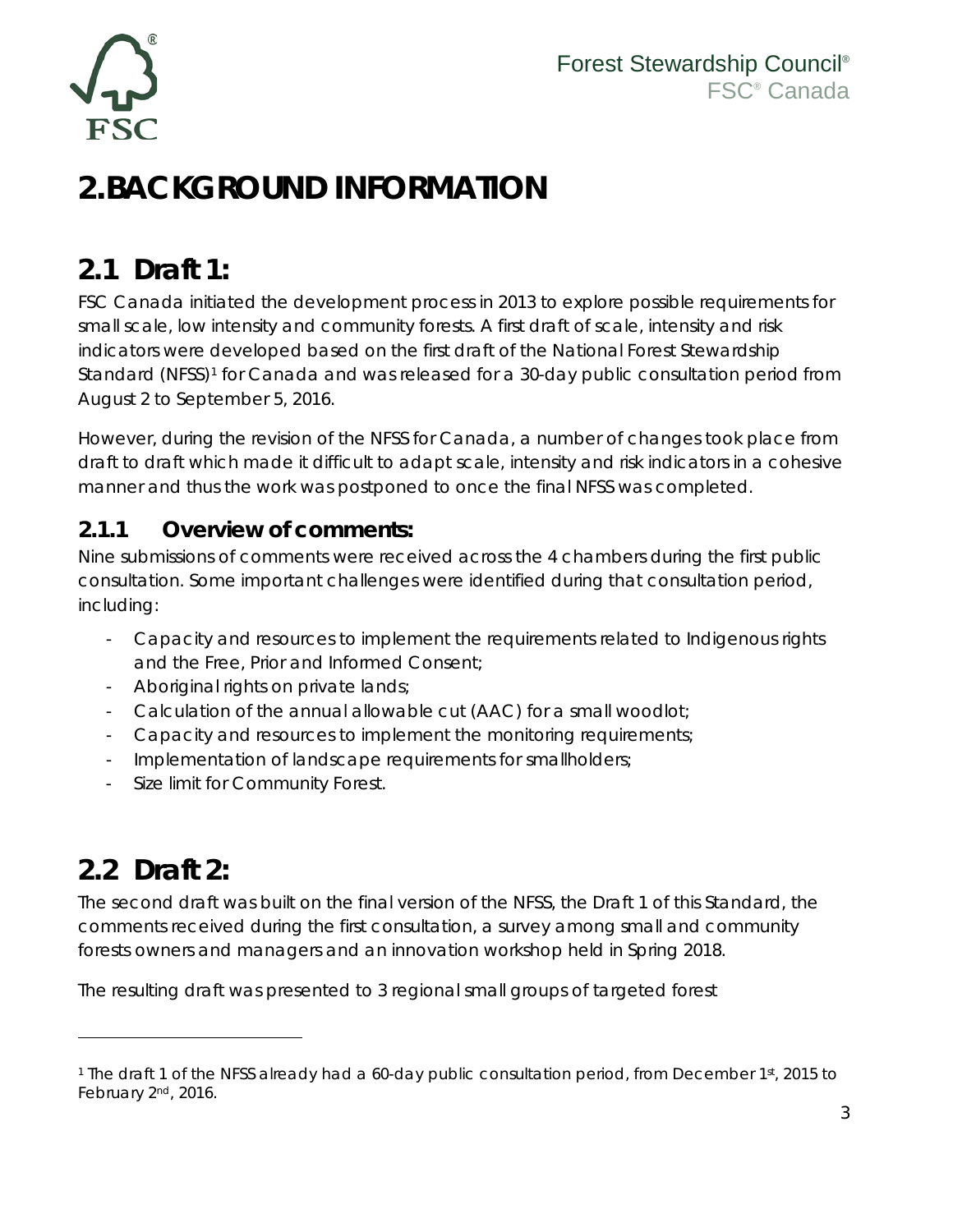// 2. BACKGROUND INFORMATION

## 2.1 Draft 1:

FSC Canada initiated the development process in 2013 to explore possible requirements for small scale, low intensity and community forests. A first draft of scale, intensity and risk indicators were developed based on the first draft of the National Forest Stewardship Standard (NFSS)[1] for Canada and was released for a 30-day public consultation period from August 2 to September 5, 2016.

However, during the revision of the NFSS for Canada, a number of changes took place from draft to draft which made it difficult to adapt scale, intensity and risk indicators in a cohesive manner and thus the work was postponed to once the final NFSS was completed.

### 2.1.1 Overview of comments:

Nine submissions of comments were received across the 4 chambers during the first public consultation. Some important challenges were identified during that consultation period, including:

- Capacity and resources to implement the requirements related to Indigenous rights and the Free, Prior and Informed Consent;
- Aboriginal rights on private lands;
- Calculation of the annual allowable cut (AAC) for a small woodlot;
- Capacity and resources to implement the monitoring requirements;
- Implementation of landscape requirements for smallholders;
- Size limit for Community Forest.

## 2.2 Draft 2:

The second draft was built on the final version of the NFSS, the Draft 1 of this Standard, the comments received during the first consultation, a survey among small and community forests owners and managers and an innovation workshop held in Spring 2018.

The resulting draft was presented to 3 regional small groups of targeted forest

[1] The draft 1 of the NFSS already had a 60-day public consultation period, from December 1st, 2015 to February 2nd, 2016.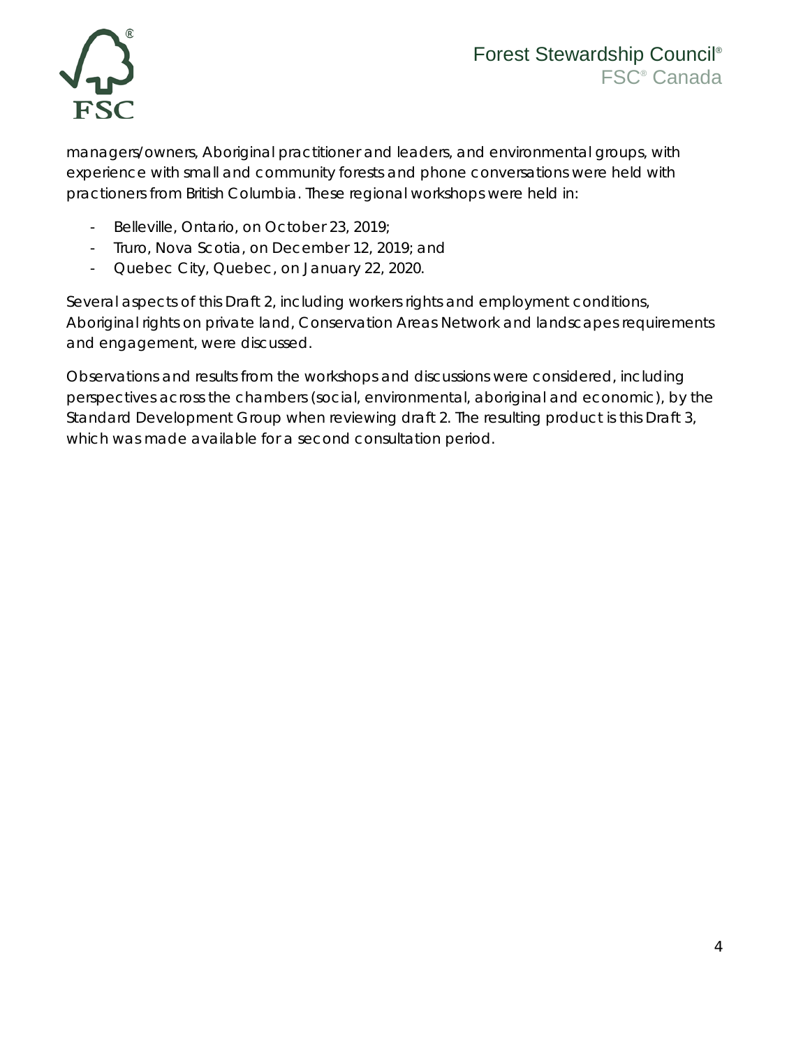managers/owners, Aboriginal practitioner and leaders, and environmental groups, with experience with small and community forests and phone conversations were held with practioners from British Columbia. These regional workshops were held in:

- Belleville, Ontario, on October 23, 2019;
- Truro, Nova Scotia, on December 12, 2019; and
- Quebec City, Quebec, on January 22, 2020.

Several aspects of this Draft 2, including workers rights and employment conditions, Aboriginal rights on private land, Conservation Areas Network and landscapes requirements and engagement, were discussed.

Observations and results from the workshops and discussions were considered, including perspectives across the chambers (social, environmental, aboriginal and economic), by the Standard Development Group when reviewing draft 2. The resulting product is this Draft 3, which was made available for a second consultation period.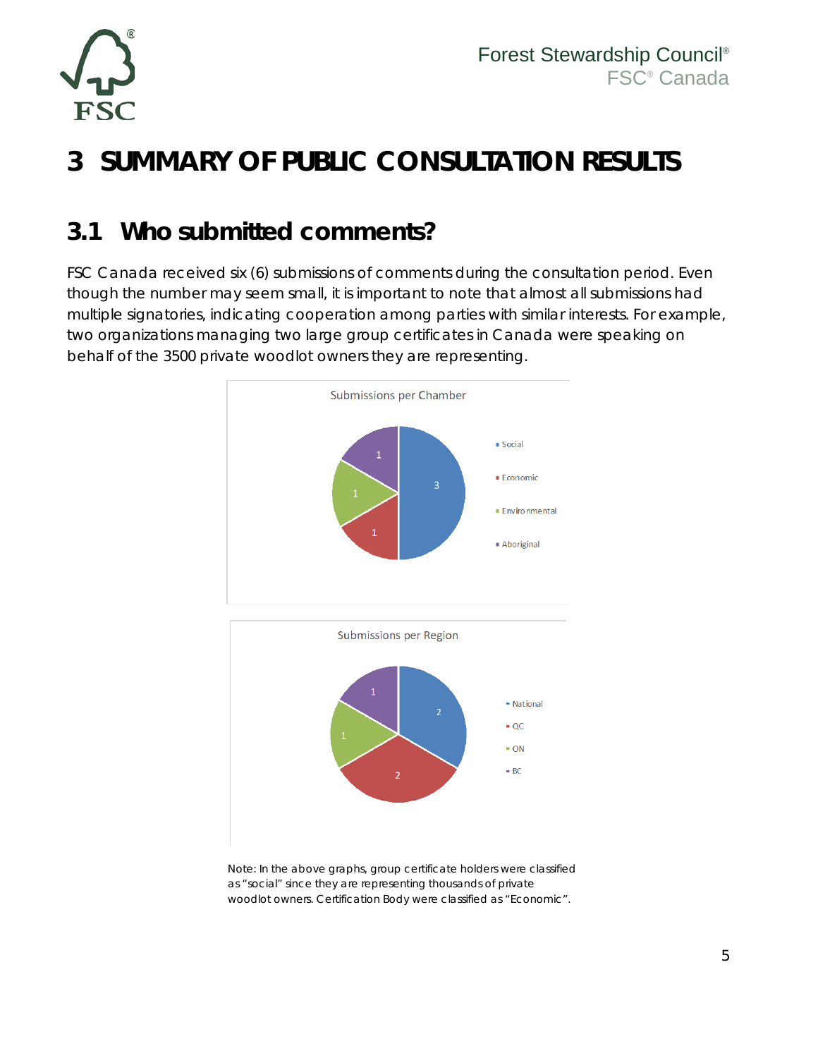# 3 SUMMARY OF PUBLIC CONSULTATION RESULTS

## 3.1 Who submitted comments?

FSC Canada received six (6) submissions of comments during the consultation period. Even though the number may seem small, it is important to note that almost all submissions had multiple signatories, indicating cooperation among parties with similar interests. For example, two organizations managing two large group certificates in Canada were speaking on behalf of the 3500 private woodlot owners they are representing.

Submissions per Chamber

| Chamber | Submissions |
| --- | --- |
| Social | 3 |
| Economic | 1 |
| Environmental | 1 |
| Aboriginal | 1 |

Submissions per Region

| Region | Submissions |
| --- | --- |
| National | 2 |
| QC | 2 |
| ON | 1 |
| BC | 1 |

Note: In the above graphs, group certificate holders were classified as "social" since they are representing thousands of private woodlot owners. Certification Body were classified as "Economic".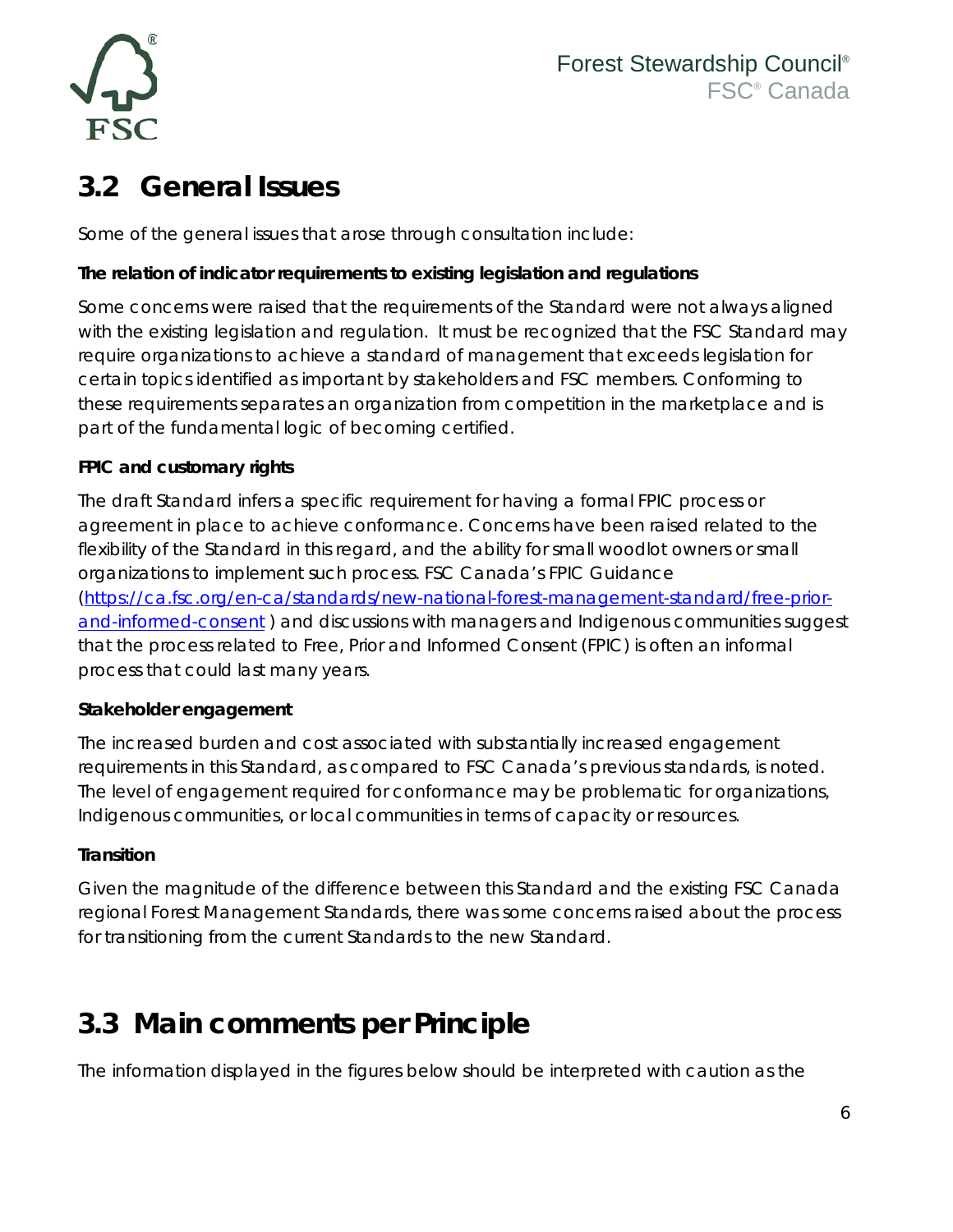## 3.2 General Issues

Some of the general issues that arose through consultation include:

**The relation of indicator requirements to existing legislation and regulations**

Some concerns were raised that the requirements of the Standard were not always aligned with the existing legislation and regulation. It must be recognized that the FSC Standard may require organizations to achieve a standard of management that exceeds legislation for certain topics identified as important by stakeholders and FSC members. Conforming to these requirements separates an organization from competition in the marketplace and is part of the fundamental logic of becoming certified.

**FPIC and customary rights**

The draft Standard infers a specific requirement for having a formal FPIC process or agreement in place to achieve conformance. Concerns have been raised related to the flexibility of the Standard in this regard, and the ability for small woodlot owners or small organizations to implement such process. FSC Canada's FPIC Guidance ([https://ca.fsc.org/en-ca/standards/new-national-forest-management-standard/free-prior-and-informed-consent](https://ca.fsc.org/en-ca/standards/new-national-forest-management-standard/free-prior-and-informed-consent) ) and discussions with managers and Indigenous communities suggest that the process related to Free, Prior and Informed Consent (FPIC) is often an informal process that could last many years.

**Stakeholder engagement**

The increased burden and cost associated with substantially increased engagement requirements in this Standard, as compared to FSC Canada's previous standards, is noted. The level of engagement required for conformance may be problematic for organizations, Indigenous communities, or local communities in terms of capacity or resources.

**Transition**

Given the magnitude of the difference between this Standard and the existing FSC Canada regional Forest Management Standards, there was some concerns raised about the process for transitioning from the current Standards to the new Standard.

## 3.3 Main comments per Principle

The information displayed in the figures below should be interpreted with caution as the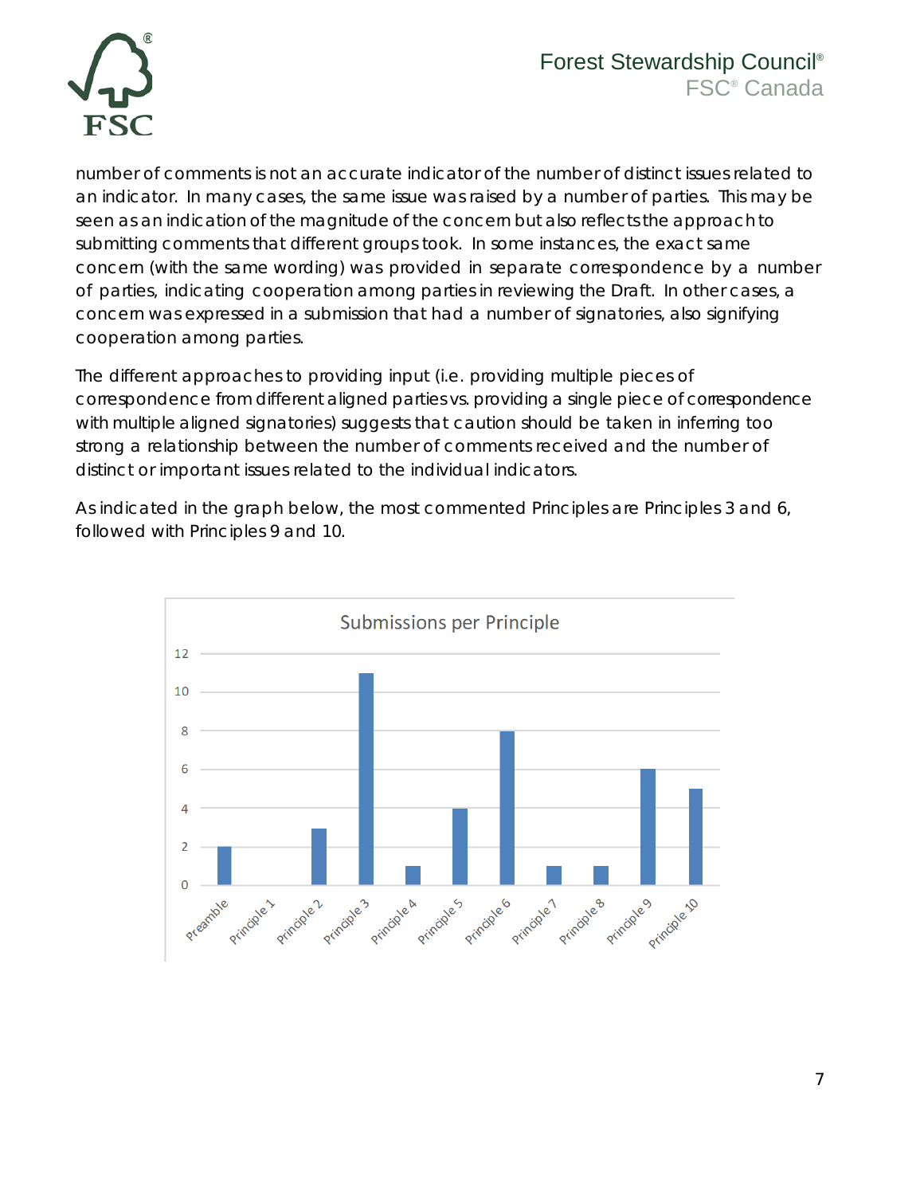number of comments is not an accurate indicator of the number of distinct issues related to an indicator. In many cases, the same issue was raised by a number of parties. This may be seen as an indication of the magnitude of the concern but also reflects the approach to submitting comments that different groups took. In some instances, the exact same concern (with the same wording) was provided in separate correspondence by a number of parties, indicating cooperation among parties in reviewing the Draft. In other cases, a concern was expressed in a submission that had a number of signatories, also signifying cooperation among parties.

The different approaches to providing input (i.e. providing multiple pieces of correspondence from different aligned parties vs. providing a single piece of correspondence with multiple aligned signatories) suggests that caution should be taken in inferring too strong a relationship between the number of comments received and the number of distinct or important issues related to the individual indicators.

As indicated in the graph below, the most commented Principles are Principles 3 and 6, followed with Principles 9 and 10.

**Submissions per Principle**

| Section | Submissions |
|---|---|
| Preamble | 2 |
| Principle 1 | 0 |
| Principle 2 | 3 |
| Principle 3 | 11 |
| Principle 4 | 1 |
| Principle 5 | 4 |
| Principle 6 | 8 |
| Principle 7 | 1 |
| Principle 8 | 1 |
| Principle 9 | 6 |
| Principle 10 | 5 |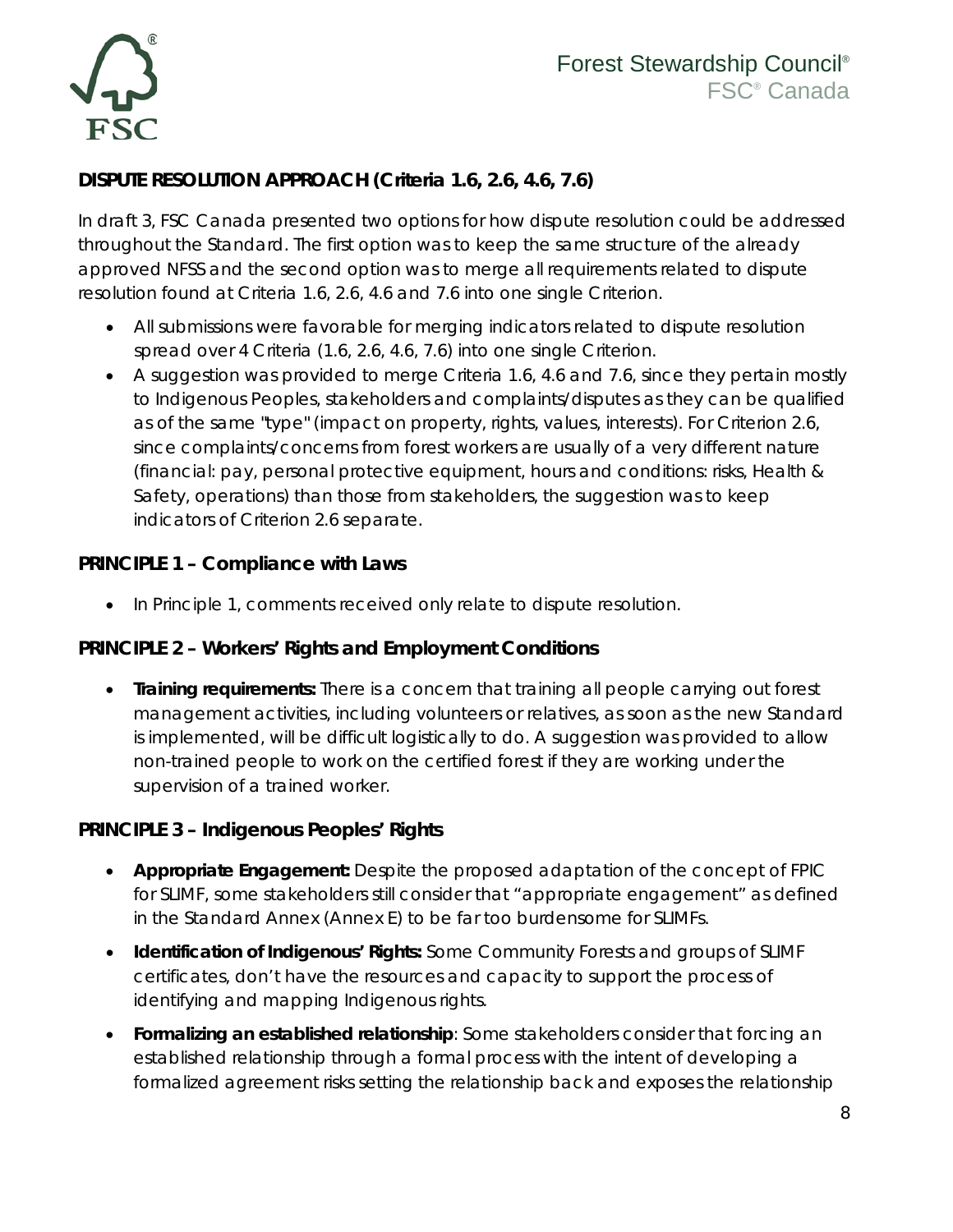## DISPUTE RESOLUTION APPROACH (Criteria 1.6, 2.6, 4.6, 7.6)

In draft 3, FSC Canada presented two options for how dispute resolution could be addressed throughout the Standard. The first option was to keep the same structure of the already approved NFSS and the second option was to merge all requirements related to dispute resolution found at Criteria 1.6, 2.6, 4.6 and 7.6 into one single Criterion.

- All submissions were favorable for merging indicators related to dispute resolution spread over 4 Criteria (1.6, 2.6, 4.6, 7.6) into one single Criterion.
- A suggestion was provided to merge Criteria 1.6, 4.6 and 7.6, since they pertain mostly to Indigenous Peoples, stakeholders and complaints/disputes as they can be qualified as of the same "type" (impact on property, rights, values, interests). For Criterion 2.6, since complaints/concerns from forest workers are usually of a very different nature (financial: pay, personal protective equipment, hours and conditions: risks, Health & Safety, operations) than those from stakeholders, the suggestion was to keep indicators of Criterion 2.6 separate.

## PRINCIPLE 1 – Compliance with Laws

- In Principle 1, comments received only relate to dispute resolution.

## PRINCIPLE 2 – Workers' Rights and Employment Conditions

- **Training requirements:** There is a concern that training all people carrying out forest management activities, including volunteers or relatives, as soon as the new Standard is implemented, will be difficult logistically to do. A suggestion was provided to allow non-trained people to work on the certified forest if they are working under the supervision of a trained worker.

## PRINCIPLE 3 – Indigenous Peoples' Rights

- **Appropriate Engagement:** Despite the proposed adaptation of the concept of FPIC for SLIMF, some stakeholders still consider that "appropriate engagement" as defined in the Standard Annex (Annex E) to be far too burdensome for SLIMFs.
- **Identification of Indigenous' Rights:** Some Community Forests and groups of SLIMF certificates, don't have the resources and capacity to support the process of identifying and mapping Indigenous rights.
- **Formalizing an established relationship**: Some stakeholders consider that forcing an established relationship through a formal process with the intent of developing a formalized agreement risks setting the relationship back and exposes the relationship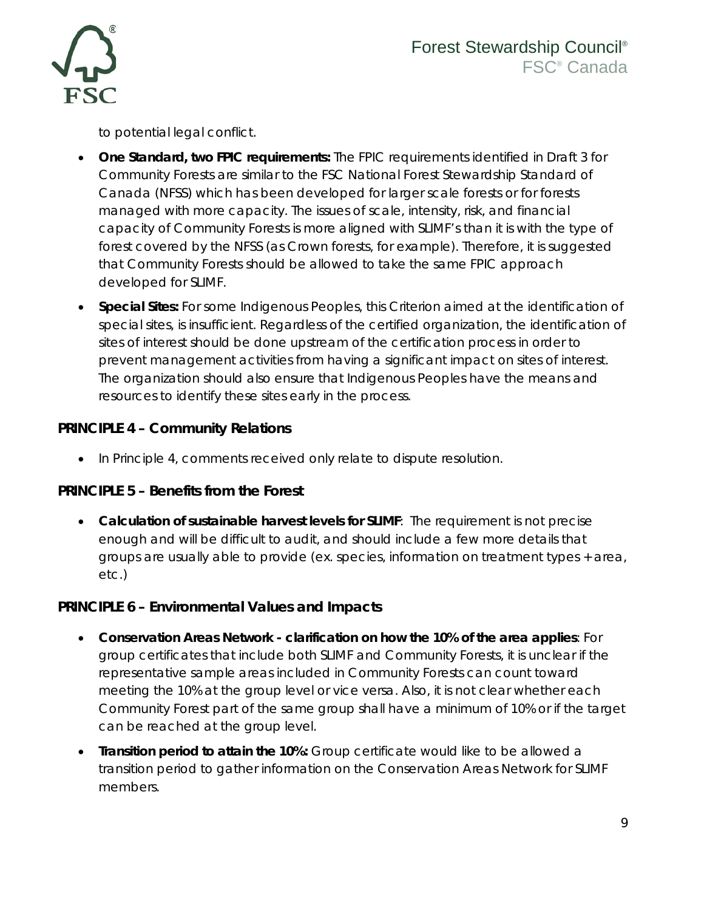to potential legal conflict.

- **One Standard, two FPIC requirements:** The FPIC requirements identified in Draft 3 for Community Forests are similar to the FSC National Forest Stewardship Standard of Canada (NFSS) which has been developed for larger scale forests or for forests managed with more capacity. The issues of scale, intensity, risk, and financial capacity of Community Forests is more aligned with SLIMF's than it is with the type of forest covered by the NFSS (as Crown forests, for example). Therefore, it is suggested that Community Forests should be allowed to take the same FPIC approach developed for SLIMF.
- **Special Sites:** For some Indigenous Peoples, this Criterion aimed at the identification of special sites, is insufficient. Regardless of the certified organization, the identification of sites of interest should be done upstream of the certification process in order to prevent management activities from having a significant impact on sites of interest. The organization should also ensure that Indigenous Peoples have the means and resources to identify these sites early in the process.

**PRINCIPLE 4 – Community Relations**

- In Principle 4, comments received only relate to dispute resolution.

**PRINCIPLE 5 – Benefits from the Forest**

- **Calculation of sustainable harvest levels for SLIMF**: The requirement is not precise enough and will be difficult to audit, and should include a few more details that groups are usually able to provide (ex. species, information on treatment types + area, etc.)

**PRINCIPLE 6 – Environmental Values and Impacts**

- **Conservation Areas Network - clarification on how the 10% of the area applies**: For group certificates that include both SLIMF and Community Forests, it is unclear if the representative sample areas included in Community Forests can count toward meeting the 10% at the group level or vice versa. Also, it is not clear whether each Community Forest part of the same group shall have a minimum of 10% or if the target can be reached at the group level.
- **Transition period to attain the 10%:** Group certificate would like to be allowed a transition period to gather information on the Conservation Areas Network for SLIMF members.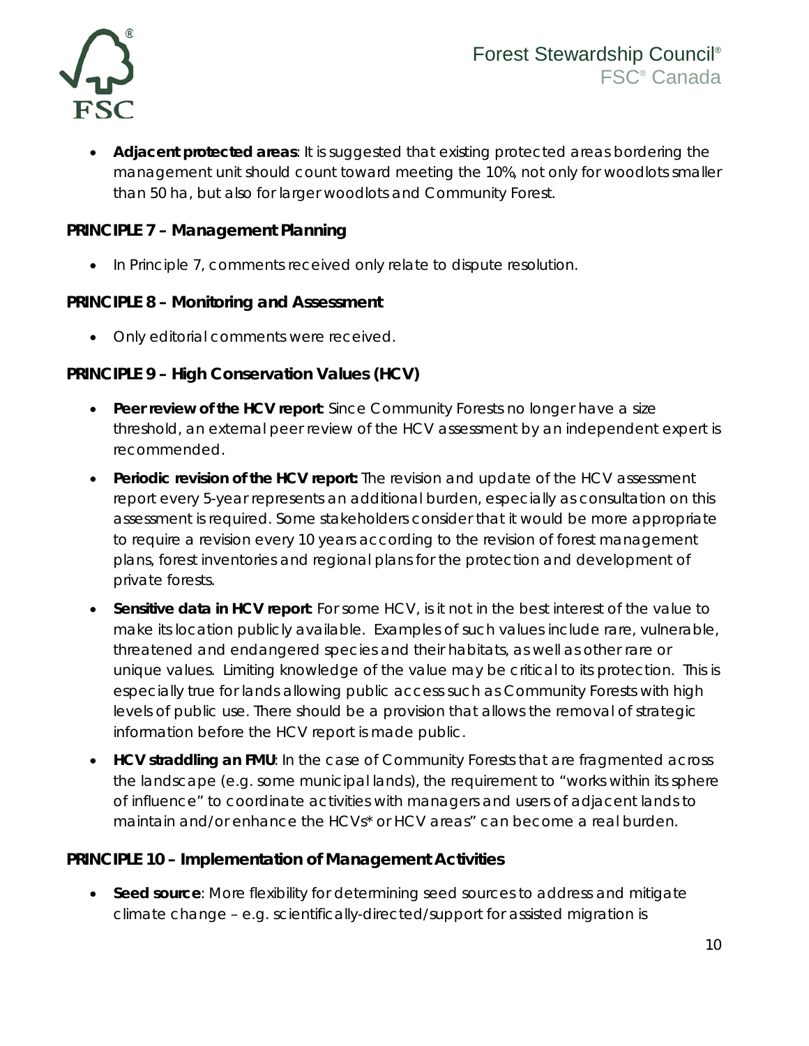- **Adjacent protected areas**: It is suggested that existing protected areas bordering the management unit should count toward meeting the 10%, not only for woodlots smaller than 50 ha, but also for larger woodlots and Community Forest.

## PRINCIPLE 7 – Management Planning

- In Principle 7, comments received only relate to dispute resolution.

## PRINCIPLE 8 – Monitoring and Assessment

- Only editorial comments were received.

## PRINCIPLE 9 – High Conservation Values (HCV)

- **Peer review of the HCV report**: Since Community Forests no longer have a size threshold, an external peer review of the HCV assessment by an independent expert is recommended.
- **Periodic revision of the HCV report:** The revision and update of the HCV assessment report every 5-year represents an additional burden, especially as consultation on this assessment is required. Some stakeholders consider that it would be more appropriate to require a revision every 10 years according to the revision of forest management plans, forest inventories and regional plans for the protection and development of private forests.
- **Sensitive data in HCV report**: For some HCV, is it not in the best interest of the value to make its location publicly available. Examples of such values include rare, vulnerable, threatened and endangered species and their habitats, as well as other rare or unique values. Limiting knowledge of the value may be critical to its protection. This is especially true for lands allowing public access such as Community Forests with high levels of public use. There should be a provision that allows the removal of strategic information before the HCV report is made public.
- **HCV straddling an FMU**: In the case of Community Forests that are fragmented across the landscape (e.g. some municipal lands), the requirement to "works within its sphere of influence" to coordinate activities with managers and users of adjacent lands to maintain and/or enhance the HCVs* or HCV areas" can become a real burden.

## PRINCIPLE 10 – Implementation of Management Activities

- **Seed source**: More flexibility for determining seed sources to address and mitigate climate change – e.g. scientifically-directed/support for assisted migration is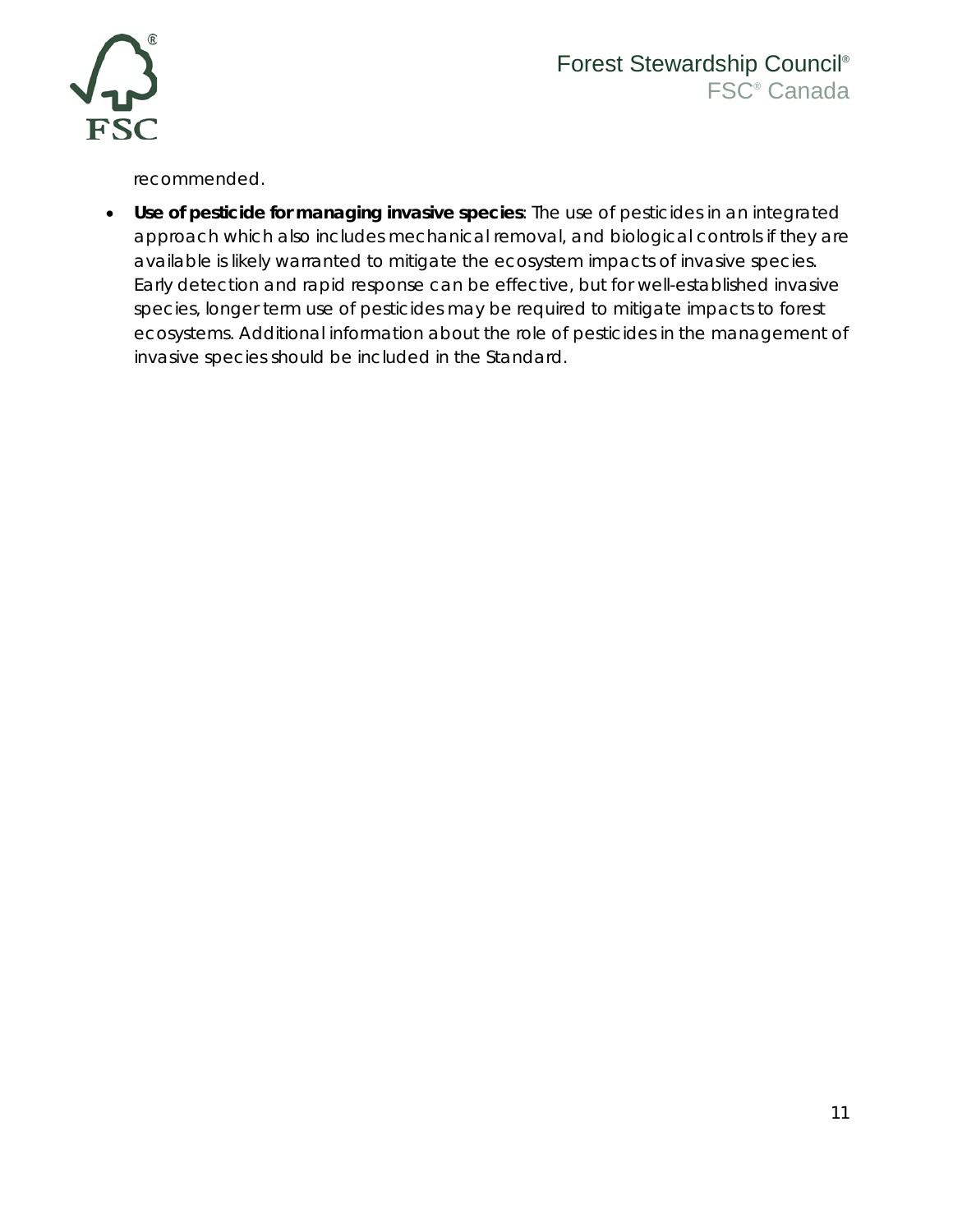recommended.

- **Use of pesticide for managing invasive species**: The use of pesticides in an integrated approach which also includes mechanical removal, and biological controls if they are available is likely warranted to mitigate the ecosystem impacts of invasive species. Early detection and rapid response can be effective, but for well-established invasive species, longer term use of pesticides may be required to mitigate impacts to forest ecosystems. Additional information about the role of pesticides in the management of invasive species should be included in the Standard.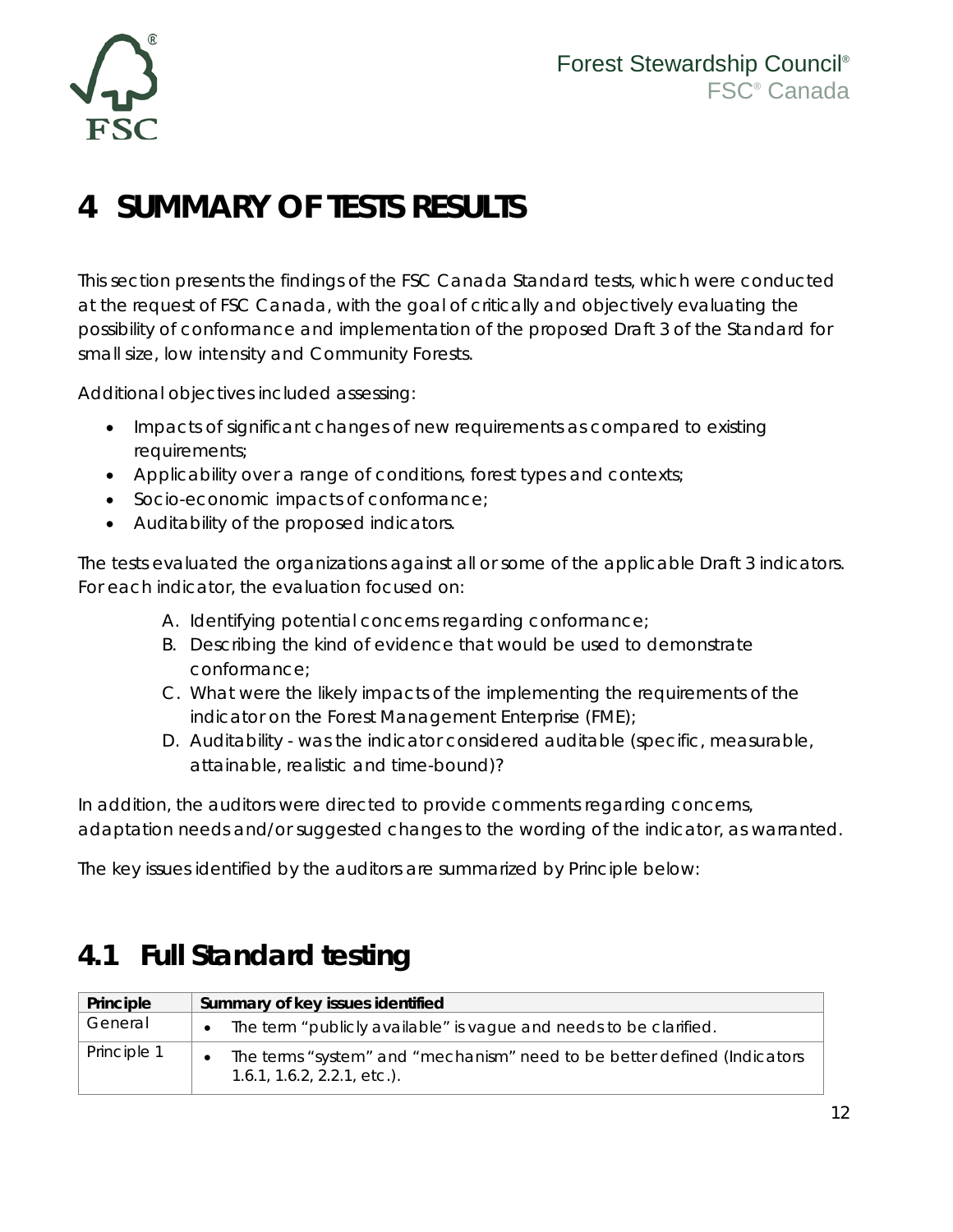# 4 SUMMARY OF TESTS RESULTS

This section presents the findings of the FSC Canada Standard tests, which were conducted at the request of FSC Canada, with the goal of critically and objectively evaluating the possibility of conformance and implementation of the proposed Draft 3 of the Standard for small size, low intensity and Community Forests.

Additional objectives included assessing:

- Impacts of significant changes of new requirements as compared to existing requirements;
- Applicability over a range of conditions, forest types and contexts;
- Socio-economic impacts of conformance;
- Auditability of the proposed indicators.

The tests evaluated the organizations against all or some of the applicable Draft 3 indicators. For each indicator, the evaluation focused on:

A. Identifying potential concerns regarding conformance;
B. Describing the kind of evidence that would be used to demonstrate conformance;
C. What were the likely impacts of the implementing the requirements of the indicator on the Forest Management Enterprise (FME);
D. Auditability - was the indicator considered auditable (specific, measurable, attainable, realistic and time-bound)?

In addition, the auditors were directed to provide comments regarding concerns, adaptation needs and/or suggested changes to the wording of the indicator, as warranted.

The key issues identified by the auditors are summarized by Principle below:

## 4.1 Full Standard testing

| Principle | Summary of key issues identified |
|---|---|
| General | • The term "publicly available" is vague and needs to be clarified. |
| Principle 1 | • The terms "system" and "mechanism" need to be better defined (Indicators 1.6.1, 1.6.2, 2.2.1, etc.). |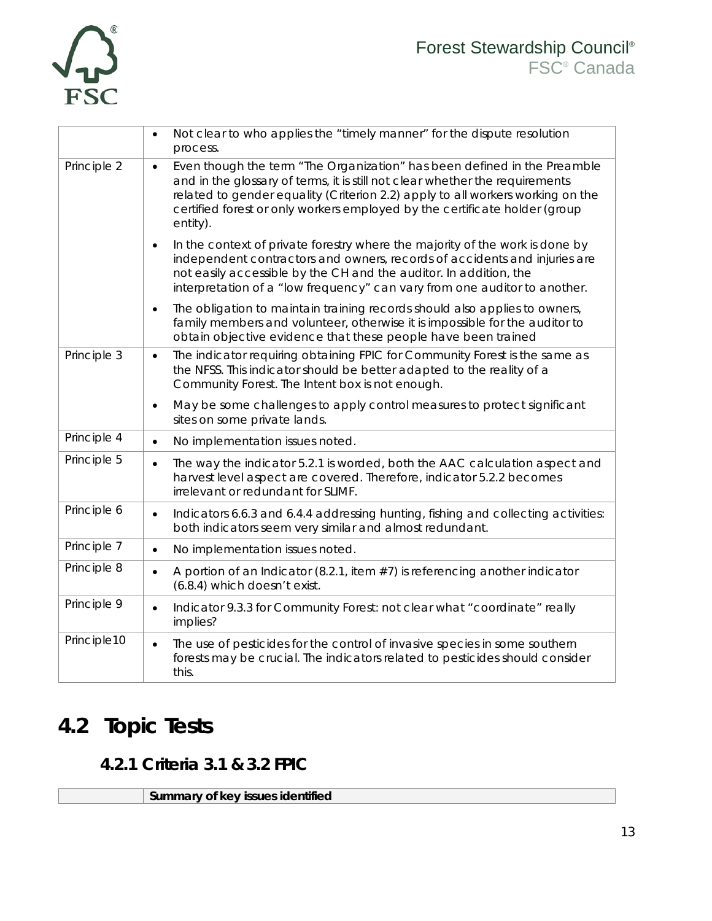| | |
|---|---|
| | • Not clear to who applies the "timely manner" for the dispute resolution process. |
| Principle 2 | • Even though the term "The Organization" has been defined in the Preamble and in the glossary of terms, it is still not clear whether the requirements related to gender equality (Criterion 2.2) apply to all workers working on the certified forest or only workers employed by the certificate holder (group entity).<br>• In the context of private forestry where the majority of the work is done by independent contractors and owners, records of accidents and injuries are not easily accessible by the CH and the auditor. In addition, the interpretation of a "low frequency" can vary from one auditor to another.<br>• The obligation to maintain training records should also applies to owners, family members and volunteer, otherwise it is impossible for the auditor to obtain objective evidence that these people have been trained |
| Principle 3 | • The indicator requiring obtaining FPIC for Community Forest is the same as the NFSS. This indicator should be better adapted to the reality of a Community Forest. The Intent box is not enough.<br>• May be some challenges to apply control measures to protect significant sites on some private lands. |
| Principle 4 | • No implementation issues noted. |
| Principle 5 | • The way the indicator 5.2.1 is worded, both the AAC calculation aspect and harvest level aspect are covered. Therefore, indicator 5.2.2 becomes irrelevant or redundant for SLIMF. |
| Principle 6 | • Indicators 6.6.3 and 6.4.4 addressing hunting, fishing and collecting activities: both indicators seem very similar and almost redundant. |
| Principle 7 | • No implementation issues noted. |
| Principle 8 | • A portion of an Indicator (8.2.1, item #7) is referencing another indicator (6.8.4) which doesn't exist. |
| Principle 9 | • Indicator 9.3.3 for Community Forest: not clear what "coordinate" really implies? |
| Principle10 | • The use of pesticides for the control of invasive species in some southern forests may be crucial. The indicators related to pesticides should consider this. |

## 4.2 Topic Tests

### 4.2.1 Criteria 3.1 & 3.2 FPIC

| | **Summary of key issues identified** |
|---|---|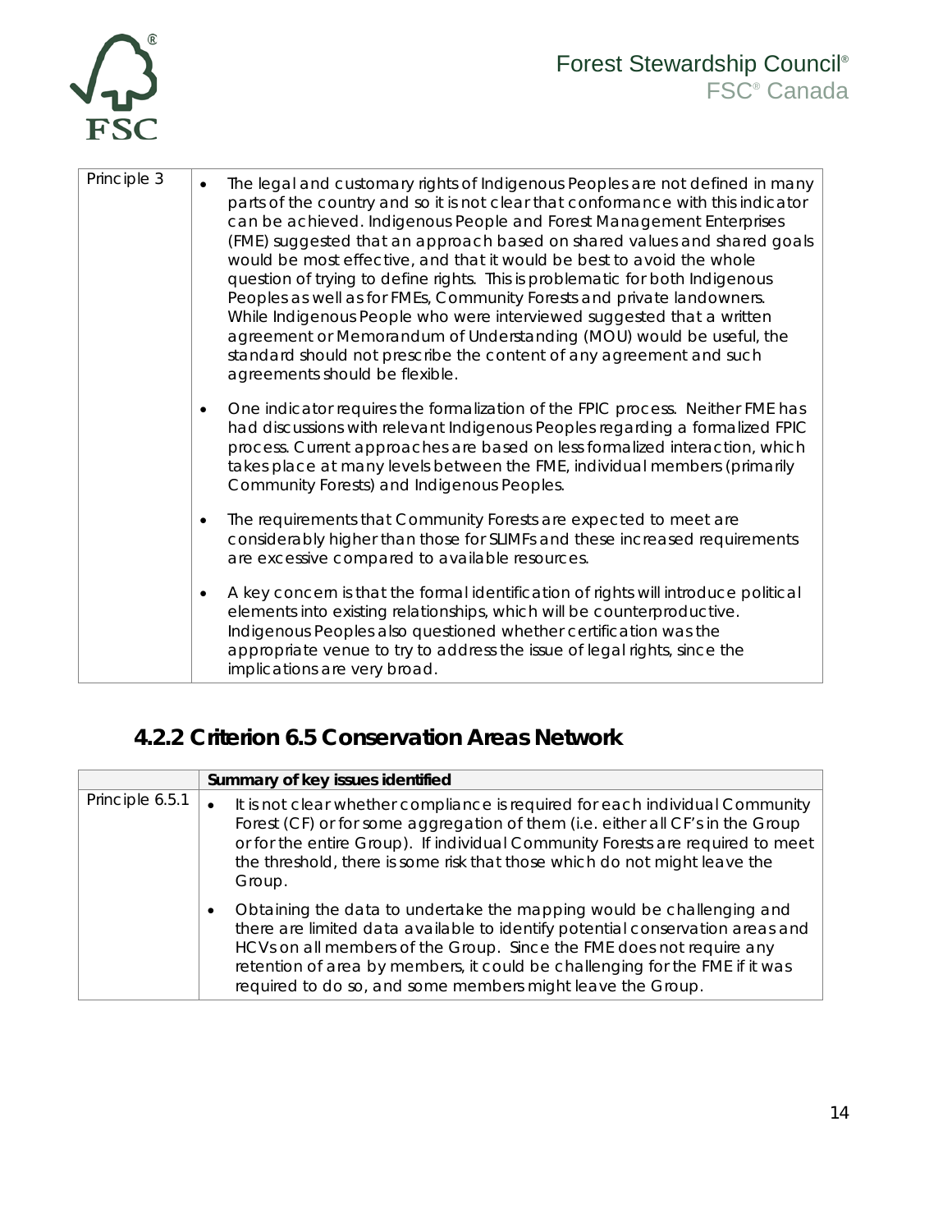| | |
|---|---|
| Principle 3 | • The legal and customary rights of Indigenous Peoples are not defined in many parts of the country and so it is not clear that conformance with this indicator can be achieved. Indigenous People and Forest Management Enterprises (FME) suggested that an approach based on shared values and shared goals would be most effective, and that it would be best to avoid the whole question of trying to define rights. This is problematic for both Indigenous Peoples as well as for FMEs, Community Forests and private landowners. While Indigenous People who were interviewed suggested that a written agreement or Memorandum of Understanding (MOU) would be useful, the standard should not prescribe the content of any agreement and such agreements should be flexible.<br>• One indicator requires the formalization of the FPIC process. Neither FME has had discussions with relevant Indigenous Peoples regarding a formalized FPIC process. Current approaches are based on less formalized interaction, which takes place at many levels between the FME, individual members (primarily Community Forests) and Indigenous Peoples.<br>• The requirements that Community Forests are expected to meet are considerably higher than those for SLIMFs and these increased requirements are excessive compared to available resources.<br>• A key concern is that the formal identification of rights will introduce political elements into existing relationships, which will be counterproductive. Indigenous Peoples also questioned whether certification was the appropriate venue to try to address the issue of legal rights, since the implications are very broad. |

### 4.2.2 Criterion 6.5 Conservation Areas Network

| | **Summary of key issues identified** |
|---|---|
| Principle 6.5.1 | • It is not clear whether compliance is required for each individual Community Forest (CF) or for some aggregation of them (i.e. either all CF's in the Group or for the entire Group). If individual Community Forests are required to meet the threshold, there is some risk that those which do not might leave the Group.<br>• Obtaining the data to undertake the mapping would be challenging and there are limited data available to identify potential conservation areas and HCVs on all members of the Group. Since the FME does not require any retention of area by members, it could be challenging for the FME if it was required to do so, and some members might leave the Group. |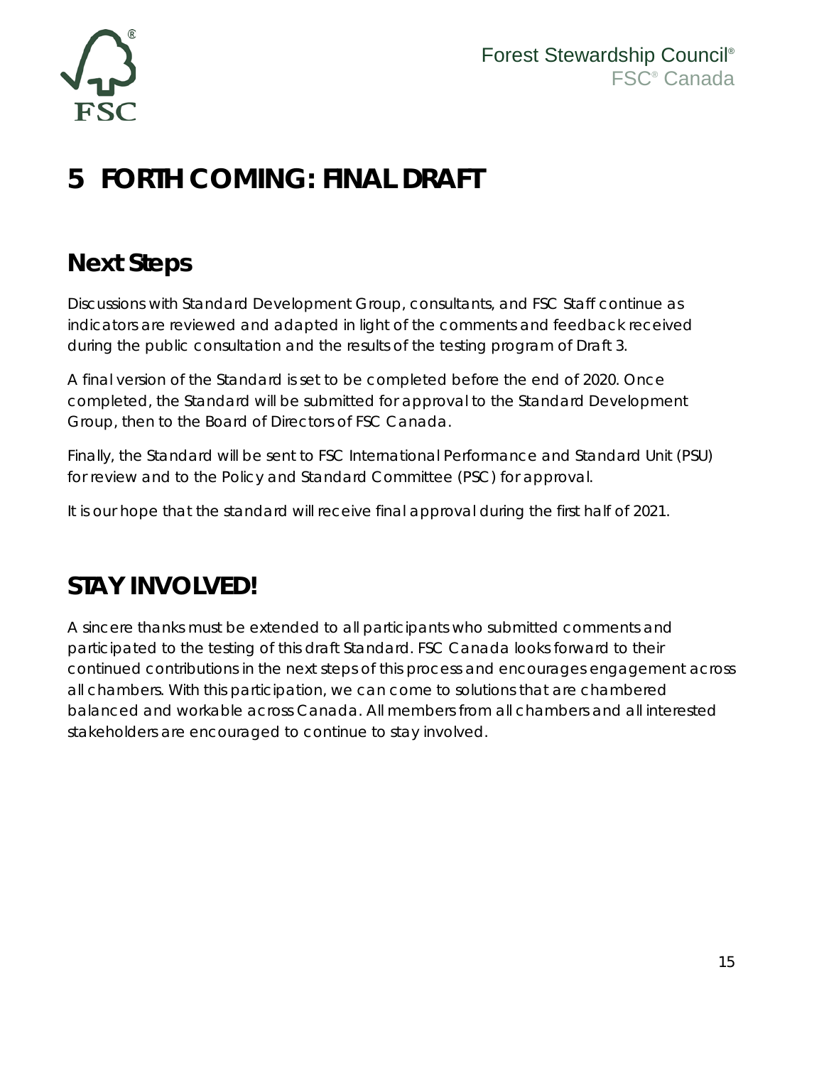# 5 FORTH COMING: FINAL DRAFT

## Next Steps

Discussions with Standard Development Group, consultants, and FSC Staff continue as indicators are reviewed and adapted in light of the comments and feedback received during the public consultation and the results of the testing program of Draft 3.

A final version of the Standard is set to be completed before the end of 2020. Once completed, the Standard will be submitted for approval to the Standard Development Group, then to the Board of Directors of FSC Canada.

Finally, the Standard will be sent to FSC International Performance and Standard Unit (PSU) for review and to the Policy and Standard Committee (PSC) for approval.

It is our hope that the standard will receive final approval during the first half of 2021.

## STAY INVOLVED!

A sincere thanks must be extended to all participants who submitted comments and participated to the testing of this draft Standard. FSC Canada looks forward to their continued contributions in the next steps of this process and encourages engagement across all chambers. With this participation, we can come to solutions that are chambered balanced and workable across Canada. All members from all chambers and all interested stakeholders are encouraged to continue to stay involved.